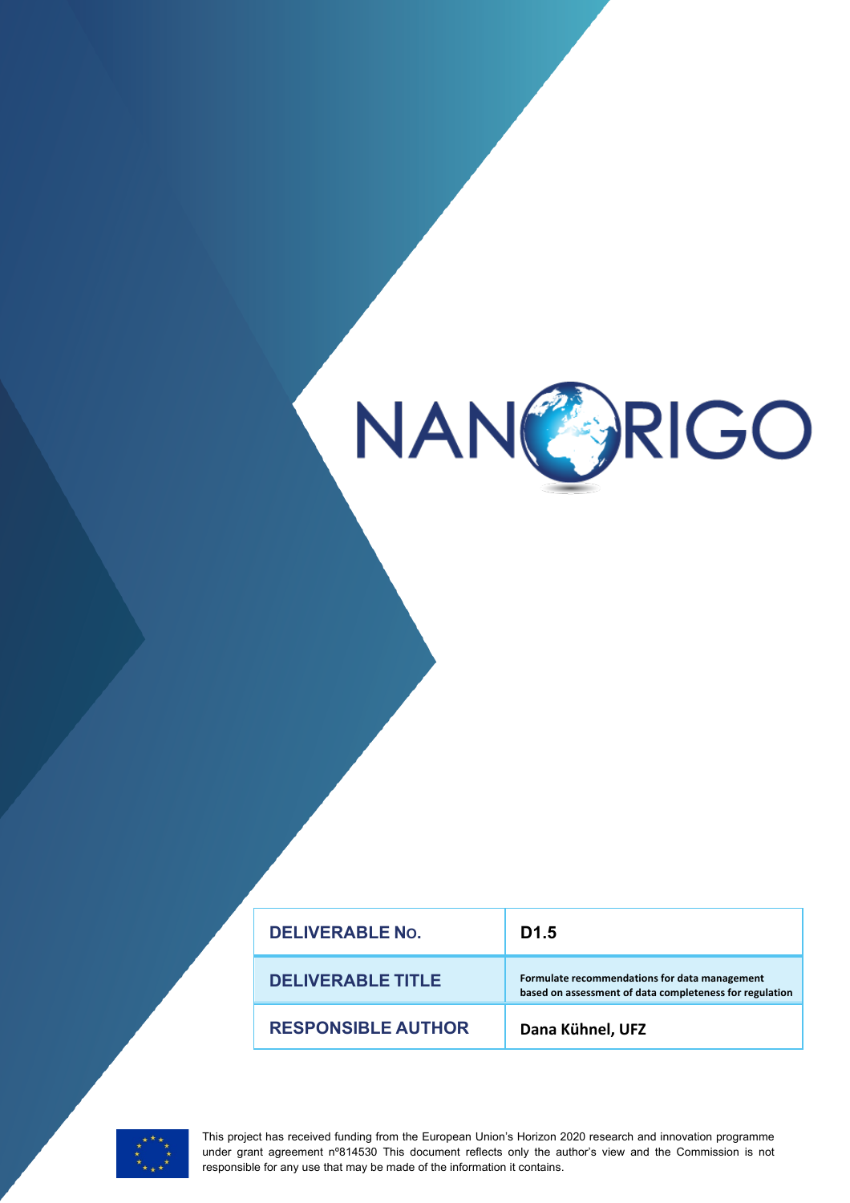# NANORIGO

| DELIVERABLE No. | D1.5 |
| --- | --- |
| DELIVERABLE TITLE | Formulate recommendations for data management based on assessment of data completeness for regulation |
| RESPONSIBLE AUTHOR | Dana Kühnel, UFZ |

This project has received funding from the European Union's Horizon 2020 research and innovation programme under grant agreement nº814530 This document reflects only the author's view and the Commission is not responsible for any use that may be made of the information it contains.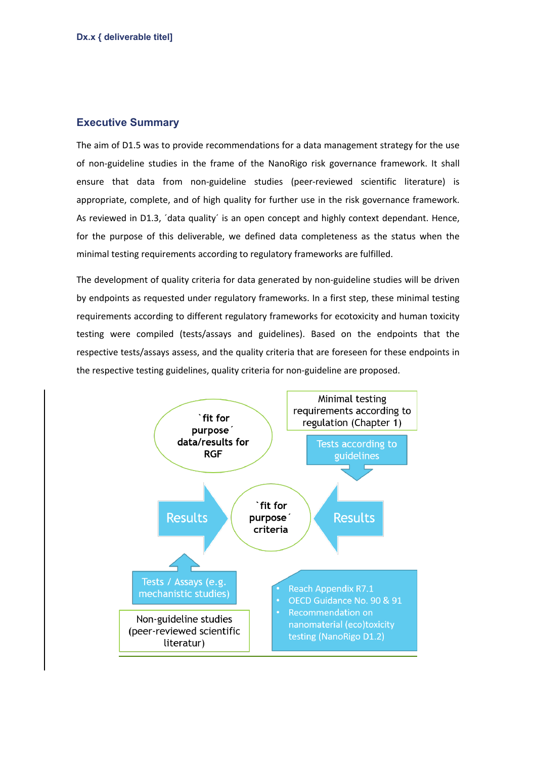## Executive Summary

The aim of D1.5 was to provide recommendations for a data management strategy for the use of non-guideline studies in the frame of the NanoRigo risk governance framework. It shall ensure that data from non-guideline studies (peer-reviewed scientific literature) is appropriate, complete, and of high quality for further use in the risk governance framework. As reviewed in D1.3, ´data quality´ is an open concept and highly context dependant. Hence, for the purpose of this deliverable, we defined data completeness as the status when the minimal testing requirements according to regulatory frameworks are fulfilled.

The development of quality criteria for data generated by non-guideline studies will be driven by endpoints as requested under regulatory frameworks. In a first step, these minimal testing requirements according to different regulatory frameworks for ecotoxicity and human toxicity testing were compiled (tests/assays and guidelines). Based on the endpoints that the respective tests/assays assess, and the quality criteria that are foreseen for these endpoints in the respective testing guidelines, quality criteria for non-guideline are proposed.

`fit for purpose´ data/results for RGF

Minimal testing requirements according to regulation (Chapter 1)

Tests according to guidelines

Results

`fit for purpose´ criteria

Results

Tests / Assays (e.g. mechanistic studies)

Non-guideline studies (peer-reviewed scientific literatur)

- Reach Appendix R7.1
- OECD Guidance No. 90 & 91
- Recommendation on nanomaterial (eco)toxicity testing (NanoRigo D1.2)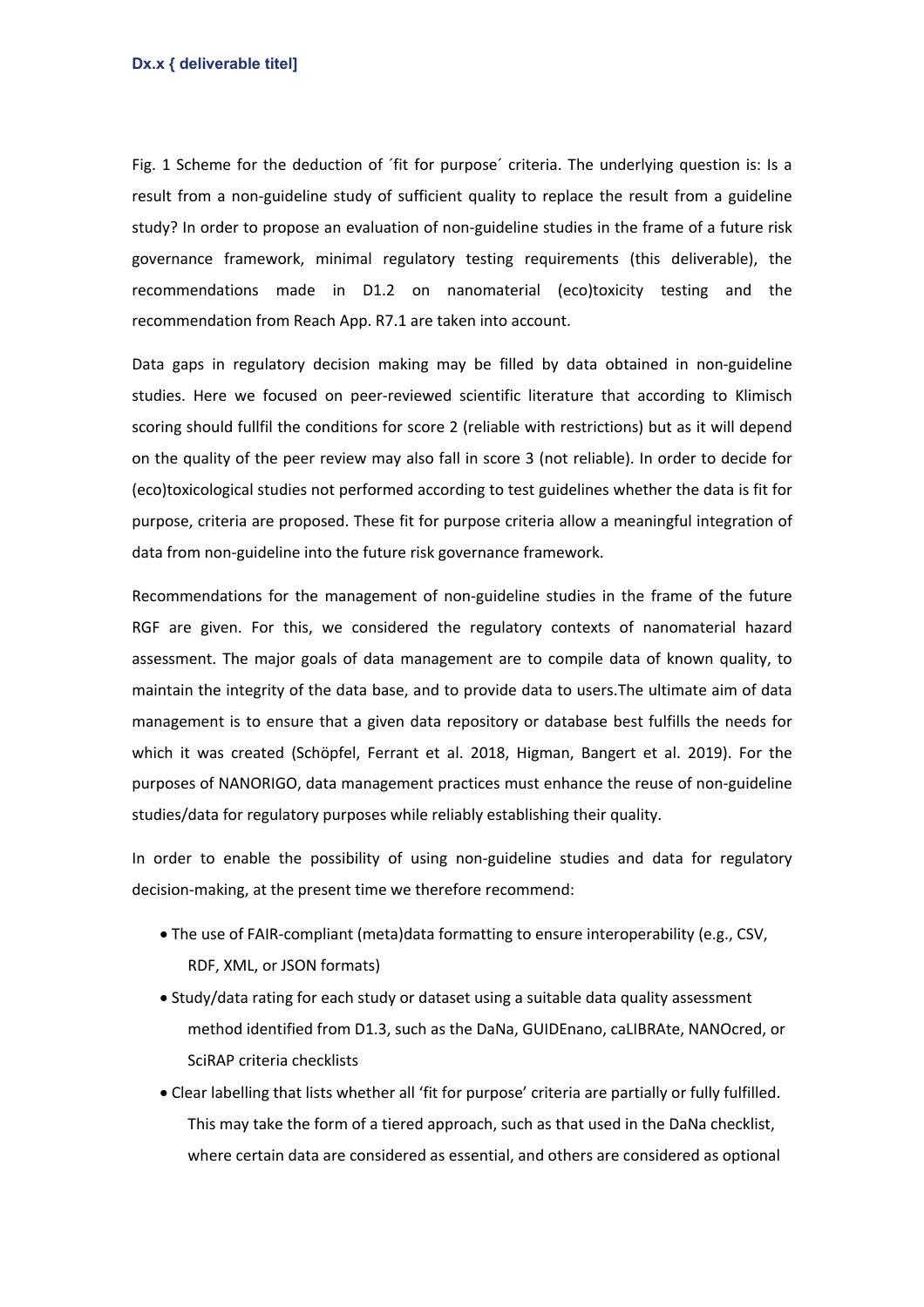Fig. 1 Scheme for the deduction of ´fit for purpose´ criteria. The underlying question is: Is a result from a non-guideline study of sufficient quality to replace the result from a guideline study? In order to propose an evaluation of non-guideline studies in the frame of a future risk governance framework, minimal regulatory testing requirements (this deliverable), the recommendations made in D1.2 on nanomaterial (eco)toxicity testing and the recommendation from Reach App. R7.1 are taken into account.

Data gaps in regulatory decision making may be filled by data obtained in non-guideline studies. Here we focused on peer-reviewed scientific literature that according to Klimisch scoring should fullfil the conditions for score 2 (reliable with restrictions) but as it will depend on the quality of the peer review may also fall in score 3 (not reliable). In order to decide for (eco)toxicological studies not performed according to test guidelines whether the data is fit for purpose, criteria are proposed. These fit for purpose criteria allow a meaningful integration of data from non-guideline into the future risk governance framework.

Recommendations for the management of non-guideline studies in the frame of the future RGF are given. For this, we considered the regulatory contexts of nanomaterial hazard assessment. The major goals of data management are to compile data of known quality, to maintain the integrity of the data base, and to provide data to users.The ultimate aim of data management is to ensure that a given data repository or database best fulfills the needs for which it was created (Schöpfel, Ferrant et al. 2018, Higman, Bangert et al. 2019). For the purposes of NANORIGO, data management practices must enhance the reuse of non-guideline studies/data for regulatory purposes while reliably establishing their quality.

In order to enable the possibility of using non-guideline studies and data for regulatory decision-making, at the present time we therefore recommend:

- The use of FAIR-compliant (meta)data formatting to ensure interoperability (e.g., CSV, RDF, XML, or JSON formats)
- Study/data rating for each study or dataset using a suitable data quality assessment method identified from D1.3, such as the DaNa, GUIDEnano, caLIBRAte, NANOcred, or SciRAP criteria checklists
- Clear labelling that lists whether all 'fit for purpose' criteria are partially or fully fulfilled. This may take the form of a tiered approach, such as that used in the DaNa checklist, where certain data are considered as essential, and others are considered as optional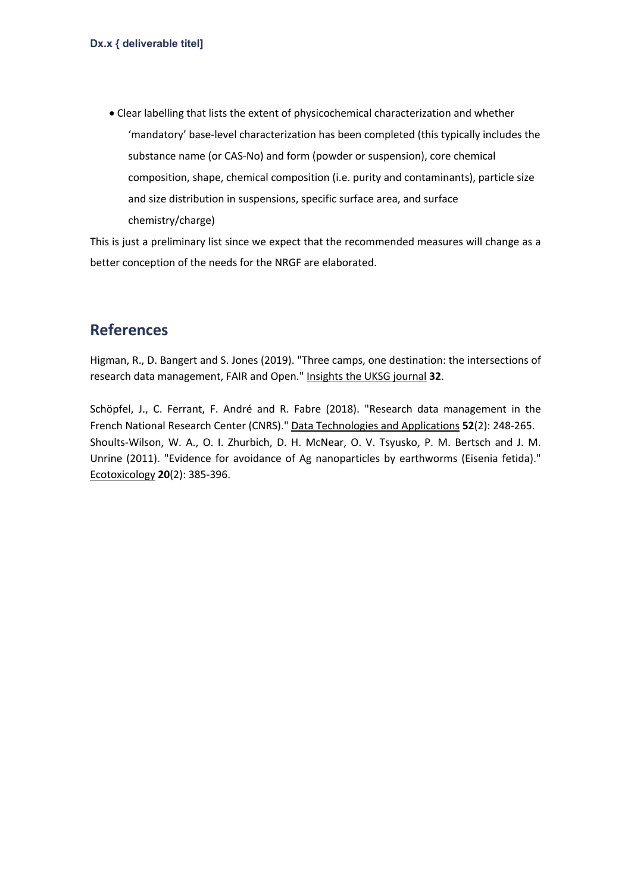- Clear labelling that lists the extent of physicochemical characterization and whether ‘mandatory’ base-level characterization has been completed (this typically includes the substance name (or CAS-No) and form (powder or suspension), core chemical composition, shape, chemical composition (i.e. purity and contaminants), particle size and size distribution in suspensions, specific surface area, and surface chemistry/charge)

This is just a preliminary list since we expect that the recommended measures will change as a better conception of the needs for the NRGF are elaborated.

## References

Higman, R., D. Bangert and S. Jones (2019). "Three camps, one destination: the intersections of research data management, FAIR and Open." Insights the UKSG journal **32**.

Schöpfel, J., C. Ferrant, F. André and R. Fabre (2018). "Research data management in the French National Research Center (CNRS)." Data Technologies and Applications **52**(2): 248-265.
Shoults-Wilson, W. A., O. I. Zhurbich, D. H. McNear, O. V. Tsyusko, P. M. Bertsch and J. M. Unrine (2011). "Evidence for avoidance of Ag nanoparticles by earthworms (Eisenia fetida)." Ecotoxicology **20**(2): 385-396.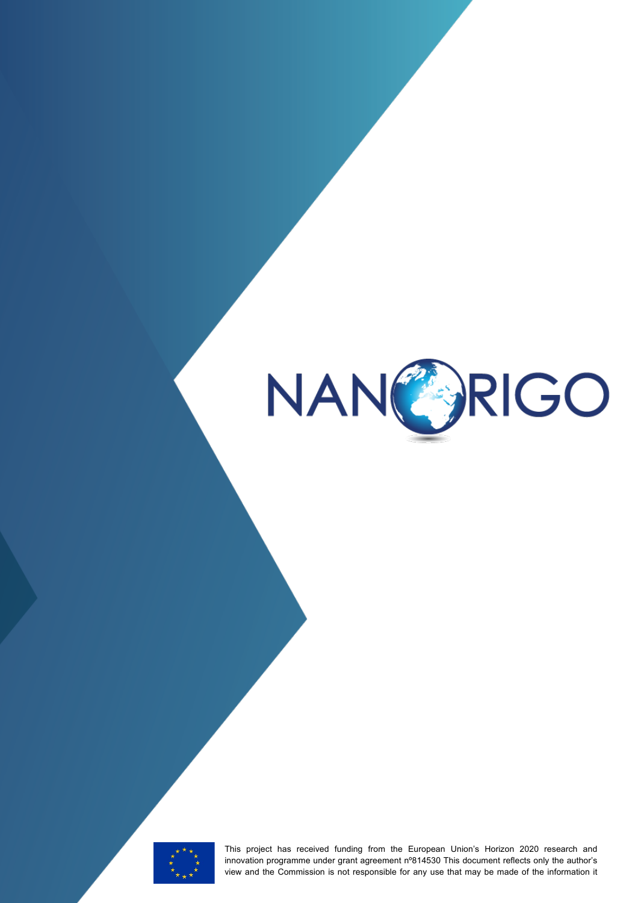NANORIGO

This project has received funding from the European Union's Horizon 2020 research and innovation programme under grant agreement nº814530 This document reflects only the author's view and the Commission is not responsible for any use that may be made of the information it